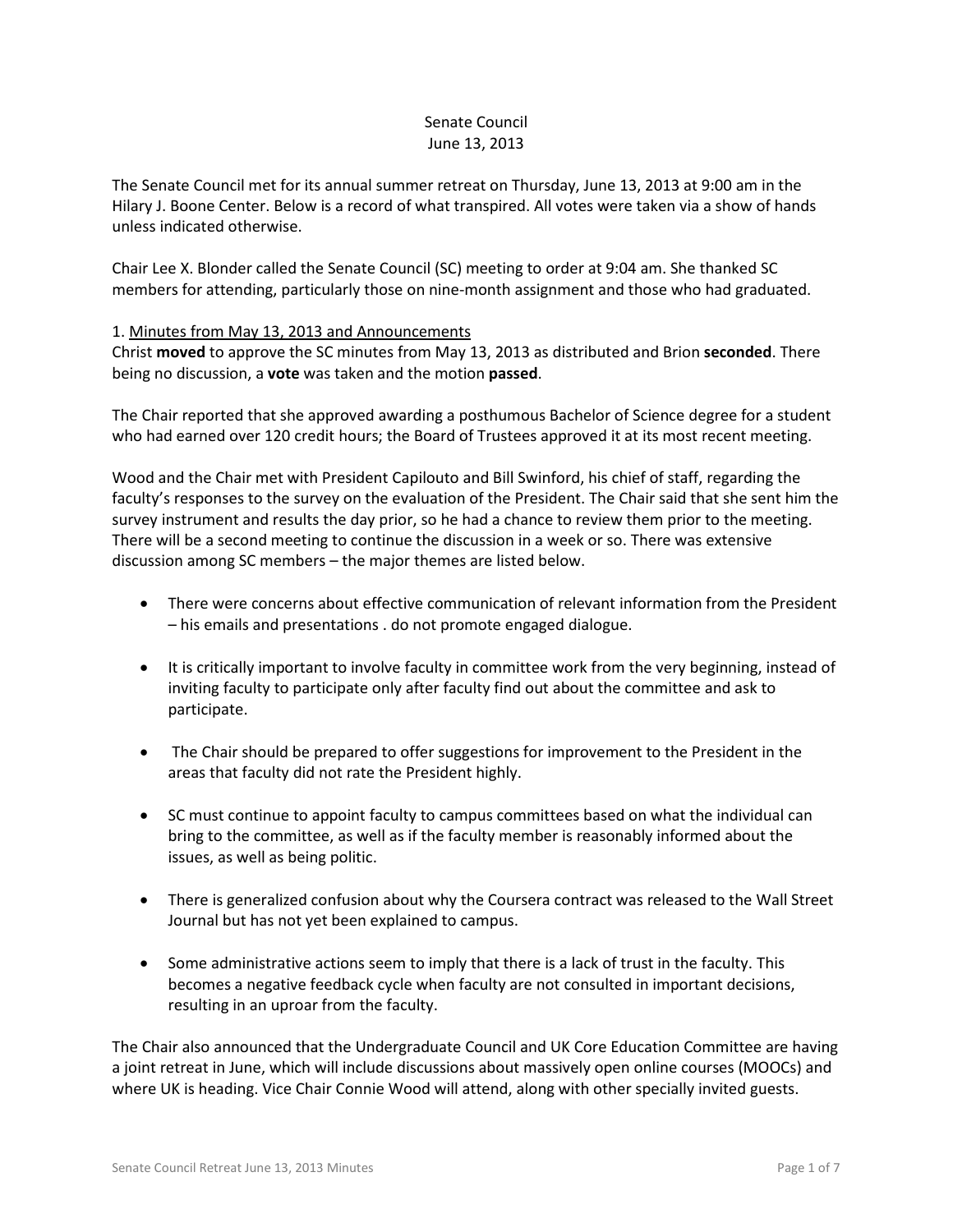Senate Council
June 13, 2013

The Senate Council met for its annual summer retreat on Thursday, June 13, 2013 at 9:00 am in the Hilary J. Boone Center. Below is a record of what transpired. All votes were taken via a show of hands unless indicated otherwise.

Chair Lee X. Blonder called the Senate Council (SC) meeting to order at 9:04 am. She thanked SC members for attending, particularly those on nine-month assignment and those who had graduated.

1. Minutes from May 13, 2013 and Announcements

Christ **moved** to approve the SC minutes from May 13, 2013 as distributed and Brion **seconded**. There being no discussion, a **vote** was taken and the motion **passed**.

The Chair reported that she approved awarding a posthumous Bachelor of Science degree for a student who had earned over 120 credit hours; the Board of Trustees approved it at its most recent meeting.

Wood and the Chair met with President Capilouto and Bill Swinford, his chief of staff, regarding the faculty's responses to the survey on the evaluation of the President. The Chair said that she sent him the survey instrument and results the day prior, so he had a chance to review them prior to the meeting. There will be a second meeting to continue the discussion in a week or so. There was extensive discussion among SC members – the major themes are listed below.

- There were concerns about effective communication of relevant information from the President – his emails and presentations . do not promote engaged dialogue.
- It is critically important to involve faculty in committee work from the very beginning, instead of inviting faculty to participate only after faculty find out about the committee and ask to participate.
- The Chair should be prepared to offer suggestions for improvement to the President in the areas that faculty did not rate the President highly.
- SC must continue to appoint faculty to campus committees based on what the individual can bring to the committee, as well as if the faculty member is reasonably informed about the issues, as well as being politic.
- There is generalized confusion about why the Coursera contract was released to the Wall Street Journal but has not yet been explained to campus.
- Some administrative actions seem to imply that there is a lack of trust in the faculty. This becomes a negative feedback cycle when faculty are not consulted in important decisions, resulting in an uproar from the faculty.

The Chair also announced that the Undergraduate Council and UK Core Education Committee are having a joint retreat in June, which will include discussions about massively open online courses (MOOCs) and where UK is heading. Vice Chair Connie Wood will attend, along with other specially invited guests.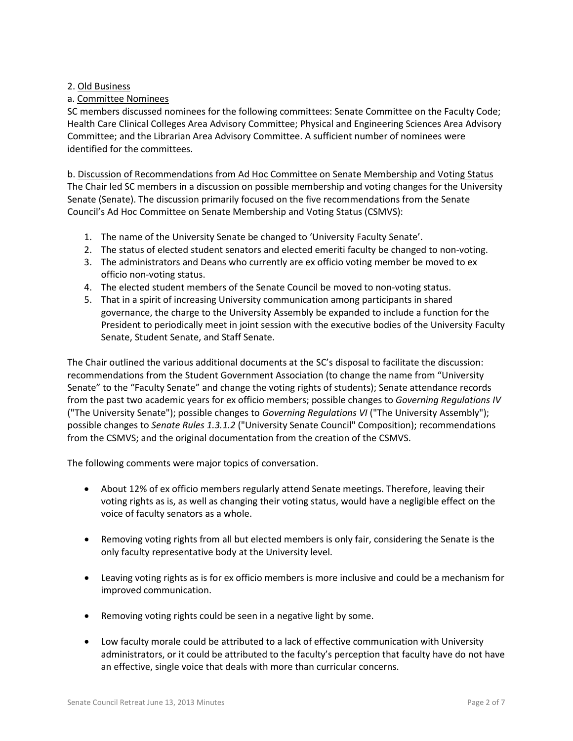2. Old Business

a. Committee Nominees

SC members discussed nominees for the following committees: Senate Committee on the Faculty Code; Health Care Clinical Colleges Area Advisory Committee; Physical and Engineering Sciences Area Advisory Committee; and the Librarian Area Advisory Committee. A sufficient number of nominees were identified for the committees.

b. Discussion of Recommendations from Ad Hoc Committee on Senate Membership and Voting Status

The Chair led SC members in a discussion on possible membership and voting changes for the University Senate (Senate). The discussion primarily focused on the five recommendations from the Senate Council's Ad Hoc Committee on Senate Membership and Voting Status (CSMVS):

1. The name of the University Senate be changed to 'University Faculty Senate'.
2. The status of elected student senators and elected emeriti faculty be changed to non-voting.
3. The administrators and Deans who currently are ex officio voting member be moved to ex officio non-voting status.
4. The elected student members of the Senate Council be moved to non-voting status.
5. That in a spirit of increasing University communication among participants in shared governance, the charge to the University Assembly be expanded to include a function for the President to periodically meet in joint session with the executive bodies of the University Faculty Senate, Student Senate, and Staff Senate.

The Chair outlined the various additional documents at the SC's disposal to facilitate the discussion: recommendations from the Student Government Association (to change the name from "University Senate" to the "Faculty Senate" and change the voting rights of students); Senate attendance records from the past two academic years for ex officio members; possible changes to *Governing Regulations IV* ("The University Senate"); possible changes to *Governing Regulations VI* ("The University Assembly"); possible changes to *Senate Rules 1.3.1.2* ("University Senate Council" Composition); recommendations from the CSMVS; and the original documentation from the creation of the CSMVS.

The following comments were major topics of conversation.

- About 12% of ex officio members regularly attend Senate meetings. Therefore, leaving their voting rights as is, as well as changing their voting status, would have a negligible effect on the voice of faculty senators as a whole.

- Removing voting rights from all but elected members is only fair, considering the Senate is the only faculty representative body at the University level.

- Leaving voting rights as is for ex officio members is more inclusive and could be a mechanism for improved communication.

- Removing voting rights could be seen in a negative light by some.

- Low faculty morale could be attributed to a lack of effective communication with University administrators, or it could be attributed to the faculty's perception that faculty have do not have an effective, single voice that deals with more than curricular concerns.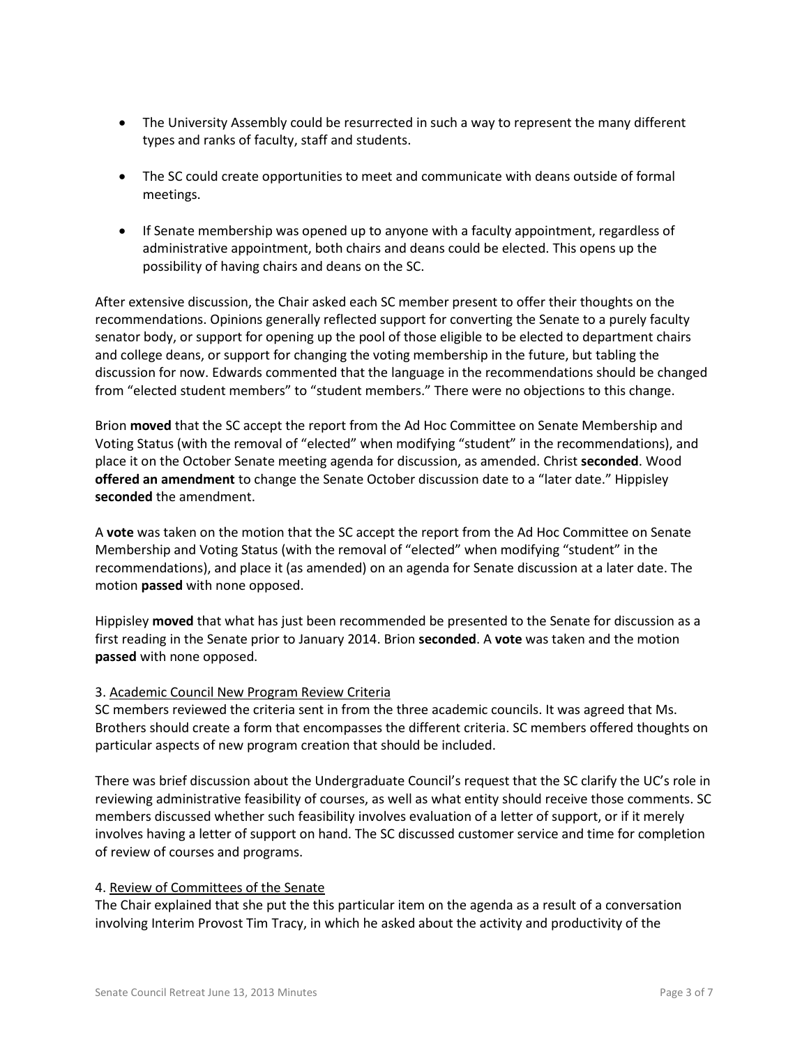- The University Assembly could be resurrected in such a way to represent the many different types and ranks of faculty, staff and students.

- The SC could create opportunities to meet and communicate with deans outside of formal meetings.

- If Senate membership was opened up to anyone with a faculty appointment, regardless of administrative appointment, both chairs and deans could be elected. This opens up the possibility of having chairs and deans on the SC.

After extensive discussion, the Chair asked each SC member present to offer their thoughts on the recommendations. Opinions generally reflected support for converting the Senate to a purely faculty senator body, or support for opening up the pool of those eligible to be elected to department chairs and college deans, or support for changing the voting membership in the future, but tabling the discussion for now. Edwards commented that the language in the recommendations should be changed from "elected student members" to "student members." There were no objections to this change.

Brion **moved** that the SC accept the report from the Ad Hoc Committee on Senate Membership and Voting Status (with the removal of "elected" when modifying "student" in the recommendations), and place it on the October Senate meeting agenda for discussion, as amended. Christ **seconded**. Wood **offered an amendment** to change the Senate October discussion date to a "later date." Hippisley **seconded** the amendment.

A **vote** was taken on the motion that the SC accept the report from the Ad Hoc Committee on Senate Membership and Voting Status (with the removal of "elected" when modifying "student" in the recommendations), and place it (as amended) on an agenda for Senate discussion at a later date. The motion **passed** with none opposed.

Hippisley **moved** that what has just been recommended be presented to the Senate for discussion as a first reading in the Senate prior to January 2014. Brion **seconded**. A **vote** was taken and the motion **passed** with none opposed.

3. Academic Council New Program Review Criteria

SC members reviewed the criteria sent in from the three academic councils. It was agreed that Ms. Brothers should create a form that encompasses the different criteria. SC members offered thoughts on particular aspects of new program creation that should be included.

There was brief discussion about the Undergraduate Council's request that the SC clarify the UC's role in reviewing administrative feasibility of courses, as well as what entity should receive those comments. SC members discussed whether such feasibility involves evaluation of a letter of support, or if it merely involves having a letter of support on hand. The SC discussed customer service and time for completion of review of courses and programs.

4. Review of Committees of the Senate

The Chair explained that she put the this particular item on the agenda as a result of a conversation involving Interim Provost Tim Tracy, in which he asked about the activity and productivity of the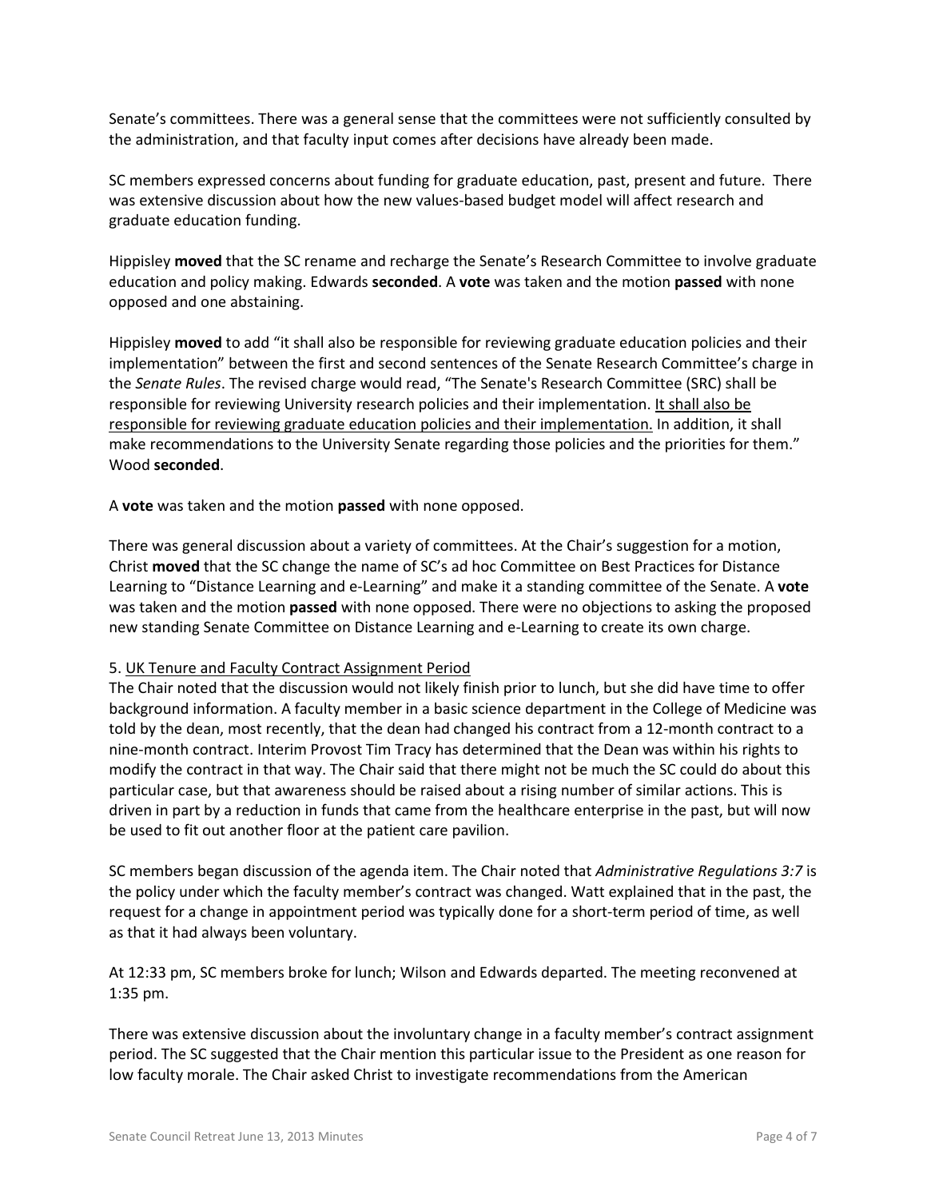Senate's committees. There was a general sense that the committees were not sufficiently consulted by the administration, and that faculty input comes after decisions have already been made.

SC members expressed concerns about funding for graduate education, past, present and future. There was extensive discussion about how the new values-based budget model will affect research and graduate education funding.

Hippisley **moved** that the SC rename and recharge the Senate's Research Committee to involve graduate education and policy making. Edwards **seconded**. A **vote** was taken and the motion **passed** with none opposed and one abstaining.

Hippisley **moved** to add "it shall also be responsible for reviewing graduate education policies and their implementation" between the first and second sentences of the Senate Research Committee's charge in the *Senate Rules*. The revised charge would read, "The Senate's Research Committee (SRC) shall be responsible for reviewing University research policies and their implementation. <u>It shall also be responsible for reviewing graduate education policies and their implementation.</u> In addition, it shall make recommendations to the University Senate regarding those policies and the priorities for them." Wood **seconded**.

A **vote** was taken and the motion **passed** with none opposed.

There was general discussion about a variety of committees. At the Chair's suggestion for a motion, Christ **moved** that the SC change the name of SC's ad hoc Committee on Best Practices for Distance Learning to "Distance Learning and e-Learning" and make it a standing committee of the Senate. A **vote** was taken and the motion **passed** with none opposed. There were no objections to asking the proposed new standing Senate Committee on Distance Learning and e-Learning to create its own charge.

5. <u>UK Tenure and Faculty Contract Assignment Period</u>

The Chair noted that the discussion would not likely finish prior to lunch, but she did have time to offer background information. A faculty member in a basic science department in the College of Medicine was told by the dean, most recently, that the dean had changed his contract from a 12-month contract to a nine-month contract. Interim Provost Tim Tracy has determined that the Dean was within his rights to modify the contract in that way. The Chair said that there might not be much the SC could do about this particular case, but that awareness should be raised about a rising number of similar actions. This is driven in part by a reduction in funds that came from the healthcare enterprise in the past, but will now be used to fit out another floor at the patient care pavilion.

SC members began discussion of the agenda item. The Chair noted that *Administrative Regulations 3:7* is the policy under which the faculty member's contract was changed. Watt explained that in the past, the request for a change in appointment period was typically done for a short-term period of time, as well as that it had always been voluntary.

At 12:33 pm, SC members broke for lunch; Wilson and Edwards departed. The meeting reconvened at 1:35 pm.

There was extensive discussion about the involuntary change in a faculty member's contract assignment period. The SC suggested that the Chair mention this particular issue to the President as one reason for low faculty morale. The Chair asked Christ to investigate recommendations from the American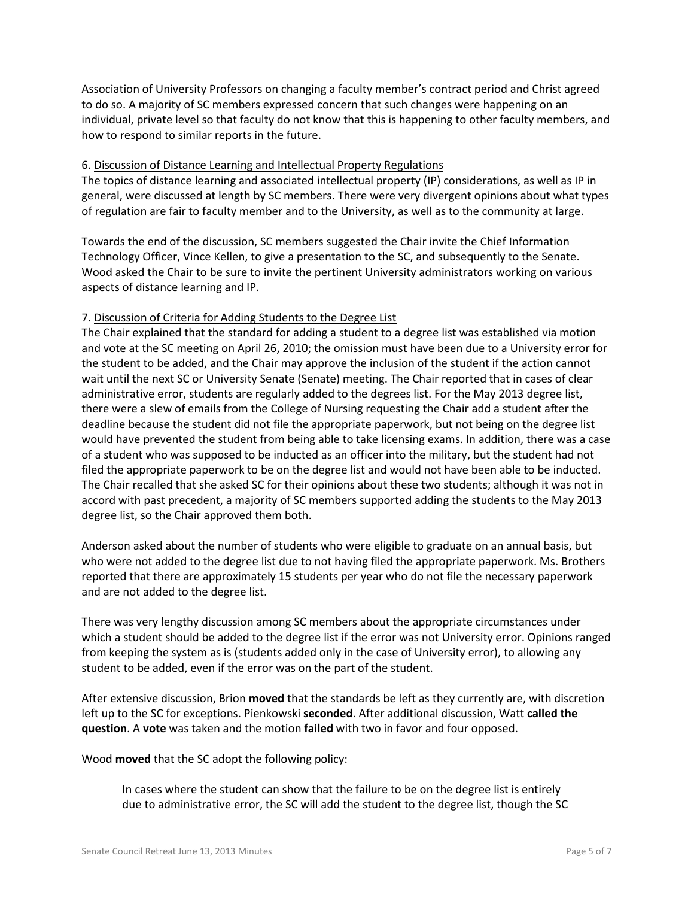Association of University Professors on changing a faculty member's contract period and Christ agreed to do so. A majority of SC members expressed concern that such changes were happening on an individual, private level so that faculty do not know that this is happening to other faculty members, and how to respond to similar reports in the future.

6. Discussion of Distance Learning and Intellectual Property Regulations

The topics of distance learning and associated intellectual property (IP) considerations, as well as IP in general, were discussed at length by SC members. There were very divergent opinions about what types of regulation are fair to faculty member and to the University, as well as to the community at large.

Towards the end of the discussion, SC members suggested the Chair invite the Chief Information Technology Officer, Vince Kellen, to give a presentation to the SC, and subsequently to the Senate. Wood asked the Chair to be sure to invite the pertinent University administrators working on various aspects of distance learning and IP.

7. Discussion of Criteria for Adding Students to the Degree List

The Chair explained that the standard for adding a student to a degree list was established via motion and vote at the SC meeting on April 26, 2010; the omission must have been due to a University error for the student to be added, and the Chair may approve the inclusion of the student if the action cannot wait until the next SC or University Senate (Senate) meeting. The Chair reported that in cases of clear administrative error, students are regularly added to the degrees list. For the May 2013 degree list, there were a slew of emails from the College of Nursing requesting the Chair add a student after the deadline because the student did not file the appropriate paperwork, but not being on the degree list would have prevented the student from being able to take licensing exams. In addition, there was a case of a student who was supposed to be inducted as an officer into the military, but the student had not filed the appropriate paperwork to be on the degree list and would not have been able to be inducted. The Chair recalled that she asked SC for their opinions about these two students; although it was not in accord with past precedent, a majority of SC members supported adding the students to the May 2013 degree list, so the Chair approved them both.

Anderson asked about the number of students who were eligible to graduate on an annual basis, but who were not added to the degree list due to not having filed the appropriate paperwork. Ms. Brothers reported that there are approximately 15 students per year who do not file the necessary paperwork and are not added to the degree list.

There was very lengthy discussion among SC members about the appropriate circumstances under which a student should be added to the degree list if the error was not University error. Opinions ranged from keeping the system as is (students added only in the case of University error), to allowing any student to be added, even if the error was on the part of the student.

After extensive discussion, Brion **moved** that the standards be left as they currently are, with discretion left up to the SC for exceptions. Pienkowski **seconded**. After additional discussion, Watt **called the question**. A **vote** was taken and the motion **failed** with two in favor and four opposed.

Wood **moved** that the SC adopt the following policy:

> In cases where the student can show that the failure to be on the degree list is entirely due to administrative error, the SC will add the student to the degree list, though the SC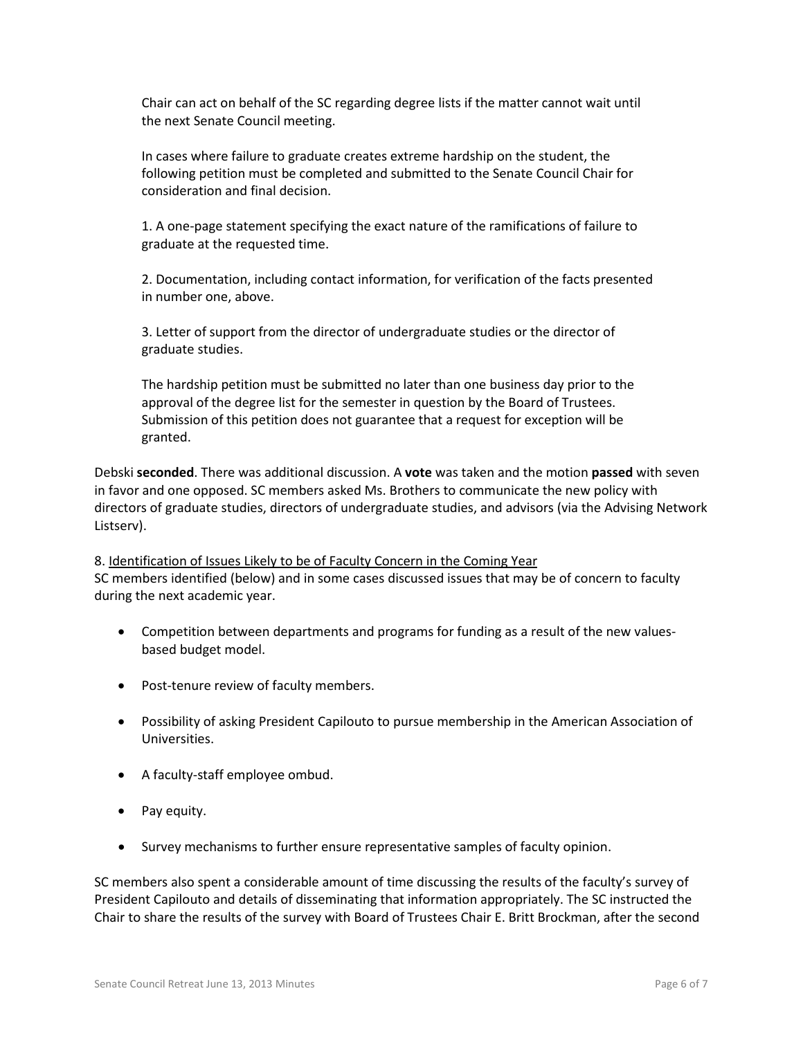Chair can act on behalf of the SC regarding degree lists if the matter cannot wait until the next Senate Council meeting.

In cases where failure to graduate creates extreme hardship on the student, the following petition must be completed and submitted to the Senate Council Chair for consideration and final decision.

1. A one-page statement specifying the exact nature of the ramifications of failure to graduate at the requested time.

2. Documentation, including contact information, for verification of the facts presented in number one, above.

3. Letter of support from the director of undergraduate studies or the director of graduate studies.

The hardship petition must be submitted no later than one business day prior to the approval of the degree list for the semester in question by the Board of Trustees. Submission of this petition does not guarantee that a request for exception will be granted.

Debski **seconded**. There was additional discussion. A **vote** was taken and the motion **passed** with seven in favor and one opposed. SC members asked Ms. Brothers to communicate the new policy with directors of graduate studies, directors of undergraduate studies, and advisors (via the Advising Network Listserv).

8. Identification of Issues Likely to be of Faculty Concern in the Coming Year

SC members identified (below) and in some cases discussed issues that may be of concern to faculty during the next academic year.

- Competition between departments and programs for funding as a result of the new values-based budget model.
- Post-tenure review of faculty members.
- Possibility of asking President Capilouto to pursue membership in the American Association of Universities.
- A faculty-staff employee ombud.
- Pay equity.
- Survey mechanisms to further ensure representative samples of faculty opinion.

SC members also spent a considerable amount of time discussing the results of the faculty's survey of President Capilouto and details of disseminating that information appropriately. The SC instructed the Chair to share the results of the survey with Board of Trustees Chair E. Britt Brockman, after the second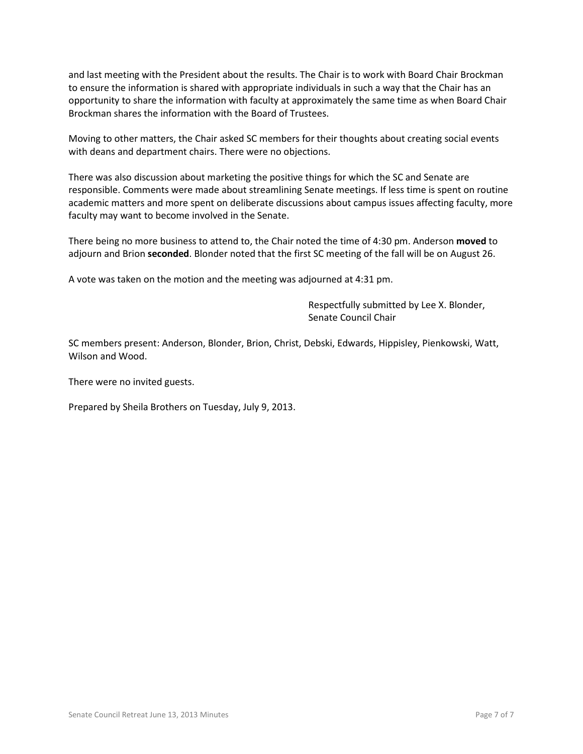and last meeting with the President about the results. The Chair is to work with Board Chair Brockman to ensure the information is shared with appropriate individuals in such a way that the Chair has an opportunity to share the information with faculty at approximately the same time as when Board Chair Brockman shares the information with the Board of Trustees.

Moving to other matters, the Chair asked SC members for their thoughts about creating social events with deans and department chairs. There were no objections.

There was also discussion about marketing the positive things for which the SC and Senate are responsible. Comments were made about streamlining Senate meetings. If less time is spent on routine academic matters and more spent on deliberate discussions about campus issues affecting faculty, more faculty may want to become involved in the Senate.

There being no more business to attend to, the Chair noted the time of 4:30 pm. Anderson **moved** to adjourn and Brion **seconded**. Blonder noted that the first SC meeting of the fall will be on August 26.

A vote was taken on the motion and the meeting was adjourned at 4:31 pm.

Respectfully submitted by Lee X. Blonder,
Senate Council Chair

SC members present: Anderson, Blonder, Brion, Christ, Debski, Edwards, Hippisley, Pienkowski, Watt, Wilson and Wood.

There were no invited guests.

Prepared by Sheila Brothers on Tuesday, July 9, 2013.